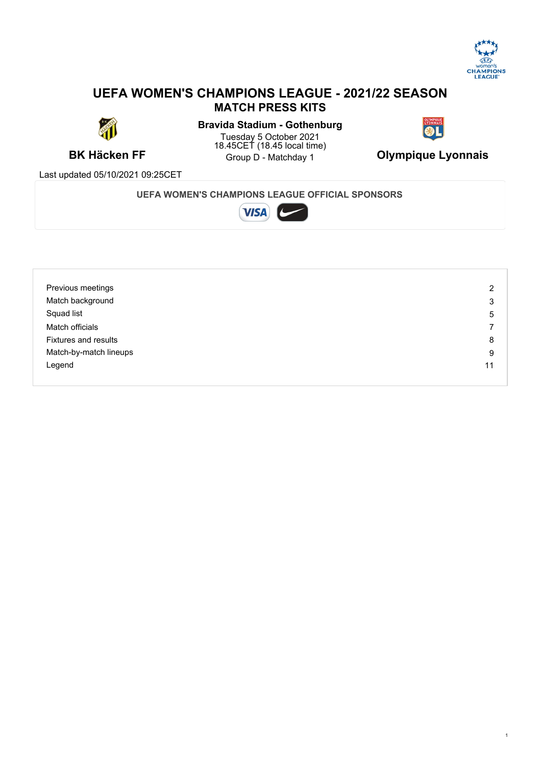# UEFA WOMEN'S CHAMPIONS LEAGUE - 2021/22 SEASON

## MATCH PRESS KITS

**BK Häcken FF** — **Olympique Lyonnais**

**Bravida Stadium - Gothenburg**
Tuesday 5 October 2021
18.45CET (18.45 local time)
Group D - Matchday 1

Last updated 05/10/2021 09:25CET

**UEFA WOMEN'S CHAMPIONS LEAGUE OFFICIAL SPONSORS**

| | |
|---|---|
| Previous meetings | 2 |
| Match background | 3 |
| Squad list | 5 |
| Match officials | 7 |
| Fixtures and results | 8 |
| Match-by-match lineups | 9 |
| Legend | 11 |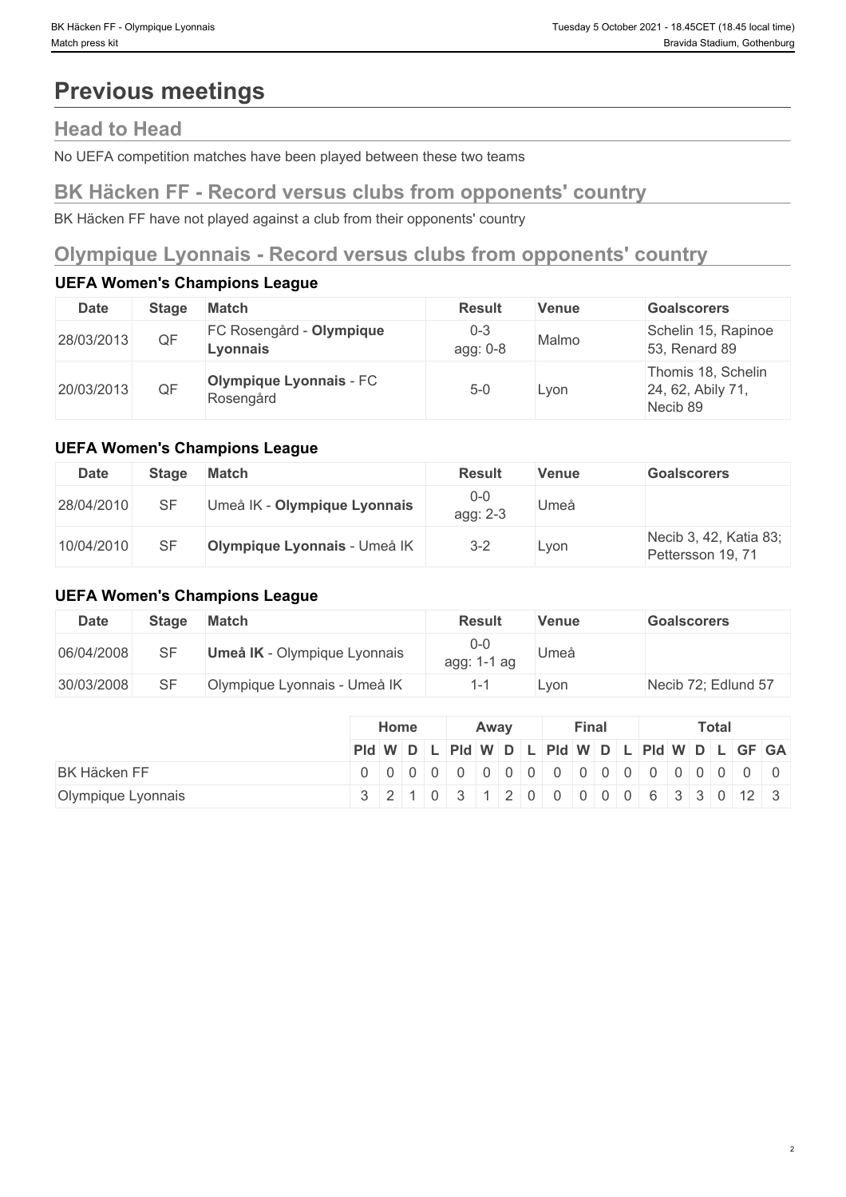# Previous meetings

## Head to Head

No UEFA competition matches have been played between these two teams

## BK Häcken FF - Record versus clubs from opponents' country

BK Häcken FF have not played against a club from their opponents' country

## Olympique Lyonnais - Record versus clubs from opponents' country

### UEFA Women's Champions League

| Date | Stage | Match | Result | Venue | Goalscorers |
|---|---|---|---|---|---|
| 28/03/2013 | QF | FC Rosengård - **Olympique Lyonnais** | 0-3 agg: 0-8 | Malmo | Schelin 15, Rapinoe 53, Renard 89 |
| 20/03/2013 | QF | **Olympique Lyonnais** - FC Rosengård | 5-0 | Lyon | Thomis 18, Schelin 24, 62, Abily 71, Necib 89 |

### UEFA Women's Champions League

| Date | Stage | Match | Result | Venue | Goalscorers |
|---|---|---|---|---|---|
| 28/04/2010 | SF | Umeå IK - **Olympique Lyonnais** | 0-0 agg: 2-3 | Umeå | |
| 10/04/2010 | SF | **Olympique Lyonnais** - Umeå IK | 3-2 | Lyon | Necib 3, 42, Katia 83; Pettersson 19, 71 |

### UEFA Women's Champions League

| Date | Stage | Match | Result | Venue | Goalscorers |
|---|---|---|---|---|---|
| 06/04/2008 | SF | **Umeå IK** - Olympique Lyonnais | 0-0 agg: 1-1 ag | Umeå | |
| 30/03/2008 | SF | Olympique Lyonnais - Umeå IK | 1-1 | Lyon | Necib 72; Edlund 57 |

| | Home | | | | Away | | | | Final | | | | Total | | | | | |
|---|---|---|---|---|---|---|---|---|---|---|---|---|---|---|---|---|---|---|
| | Pld | W | D | L | Pld | W | D | L | Pld | W | D | L | Pld | W | D | L | GF | GA |
| BK Häcken FF | 0 | 0 | 0 | 0 | 0 | 0 | 0 | 0 | 0 | 0 | 0 | 0 | 0 | 0 | 0 | 0 | 0 | 0 |
| Olympique Lyonnais | 3 | 2 | 1 | 0 | 3 | 1 | 2 | 0 | 0 | 0 | 0 | 0 | 6 | 3 | 3 | 0 | 12 | 3 |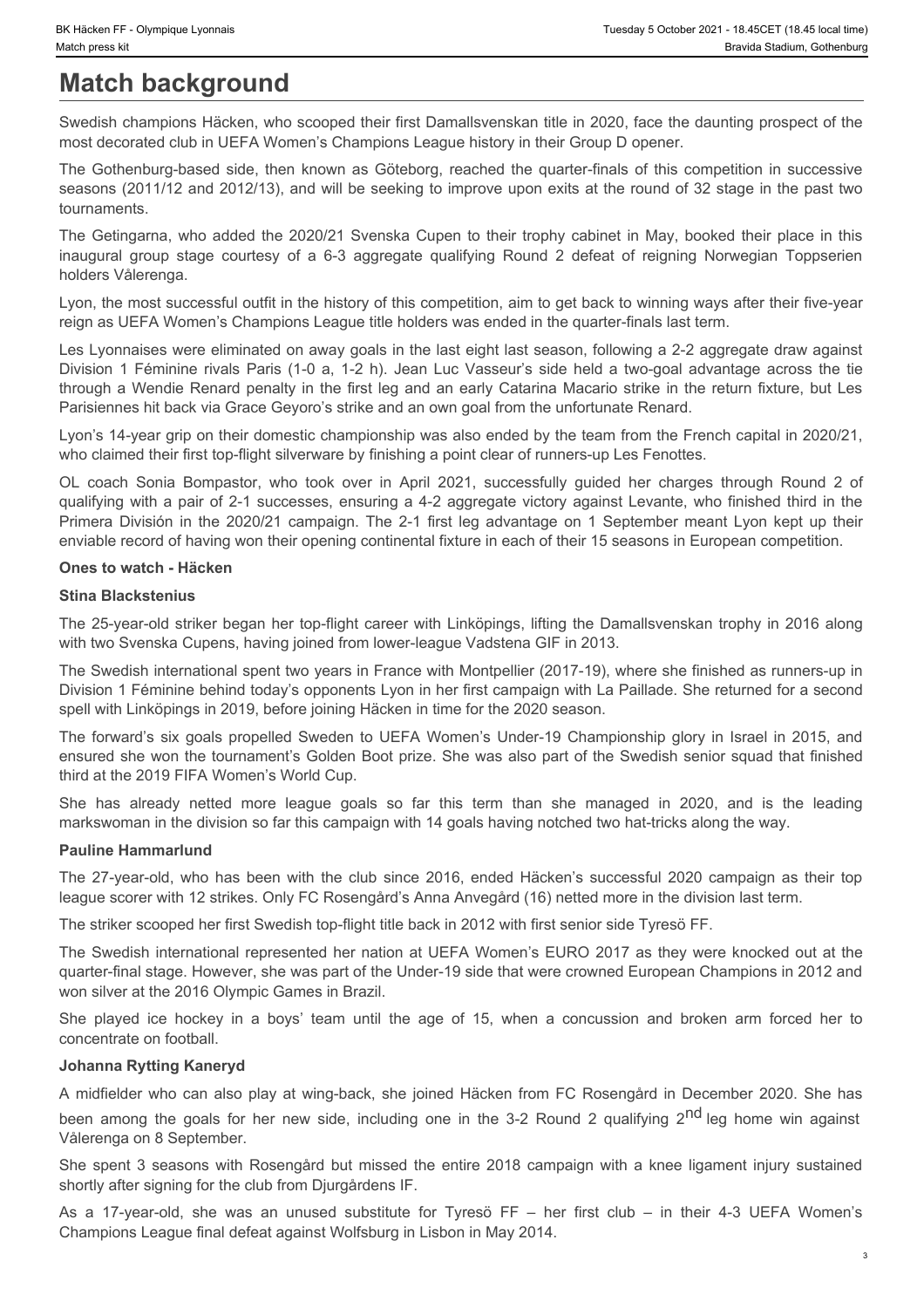# Match background

Swedish champions Häcken, who scooped their first Damallsvenskan title in 2020, face the daunting prospect of the most decorated club in UEFA Women's Champions League history in their Group D opener.

The Gothenburg-based side, then known as Göteborg, reached the quarter-finals of this competition in successive seasons (2011/12 and 2012/13), and will be seeking to improve upon exits at the round of 32 stage in the past two tournaments.

The Getingarna, who added the 2020/21 Svenska Cupen to their trophy cabinet in May, booked their place in this inaugural group stage courtesy of a 6-3 aggregate qualifying Round 2 defeat of reigning Norwegian Toppserien holders Vålerenga.

Lyon, the most successful outfit in the history of this competition, aim to get back to winning ways after their five-year reign as UEFA Women's Champions League title holders was ended in the quarter-finals last term.

Les Lyonnaises were eliminated on away goals in the last eight last season, following a 2-2 aggregate draw against Division 1 Féminine rivals Paris (1-0 a, 1-2 h). Jean Luc Vasseur's side held a two-goal advantage across the tie through a Wendie Renard penalty in the first leg and an early Catarina Macario strike in the return fixture, but Les Parisiennes hit back via Grace Geyoro's strike and an own goal from the unfortunate Renard.

Lyon's 14-year grip on their domestic championship was also ended by the team from the French capital in 2020/21, who claimed their first top-flight silverware by finishing a point clear of runners-up Les Fenottes.

OL coach Sonia Bompastor, who took over in April 2021, successfully guided her charges through Round 2 of qualifying with a pair of 2-1 successes, ensuring a 4-2 aggregate victory against Levante, who finished third in the Primera División in the 2020/21 campaign. The 2-1 first leg advantage on 1 September meant Lyon kept up their enviable record of having won their opening continental fixture in each of their 15 seasons in European competition.

### Ones to watch - Häcken

#### Stina Blackstenius

The 25-year-old striker began her top-flight career with Linköpings, lifting the Damallsvenskan trophy in 2016 along with two Svenska Cupens, having joined from lower-league Vadstena GIF in 2013.

The Swedish international spent two years in France with Montpellier (2017-19), where she finished as runners-up in Division 1 Féminine behind today's opponents Lyon in her first campaign with La Paillade. She returned for a second spell with Linköpings in 2019, before joining Häcken in time for the 2020 season.

The forward's six goals propelled Sweden to UEFA Women's Under-19 Championship glory in Israel in 2015, and ensured she won the tournament's Golden Boot prize. She was also part of the Swedish senior squad that finished third at the 2019 FIFA Women's World Cup.

She has already netted more league goals so far this term than she managed in 2020, and is the leading markswoman in the division so far this campaign with 14 goals having notched two hat-tricks along the way.

#### Pauline Hammarlund

The 27-year-old, who has been with the club since 2016, ended Häcken's successful 2020 campaign as their top league scorer with 12 strikes. Only FC Rosengård's Anna Anvegård (16) netted more in the division last term.

The striker scooped her first Swedish top-flight title back in 2012 with first senior side Tyresö FF.

The Swedish international represented her nation at UEFA Women's EURO 2017 as they were knocked out at the quarter-final stage. However, she was part of the Under-19 side that were crowned European Champions in 2012 and won silver at the 2016 Olympic Games in Brazil.

She played ice hockey in a boys' team until the age of 15, when a concussion and broken arm forced her to concentrate on football.

#### Johanna Rytting Kaneryd

A midfielder who can also play at wing-back, she joined Häcken from FC Rosengård in December 2020. She has been among the goals for her new side, including one in the 3-2 Round 2 qualifying 2nd leg home win against Vålerenga on 8 September.

She spent 3 seasons with Rosengård but missed the entire 2018 campaign with a knee ligament injury sustained shortly after signing for the club from Djurgårdens IF.

As a 17-year-old, she was an unused substitute for Tyresö FF – her first club – in their 4-3 UEFA Women's Champions League final defeat against Wolfsburg in Lisbon in May 2014.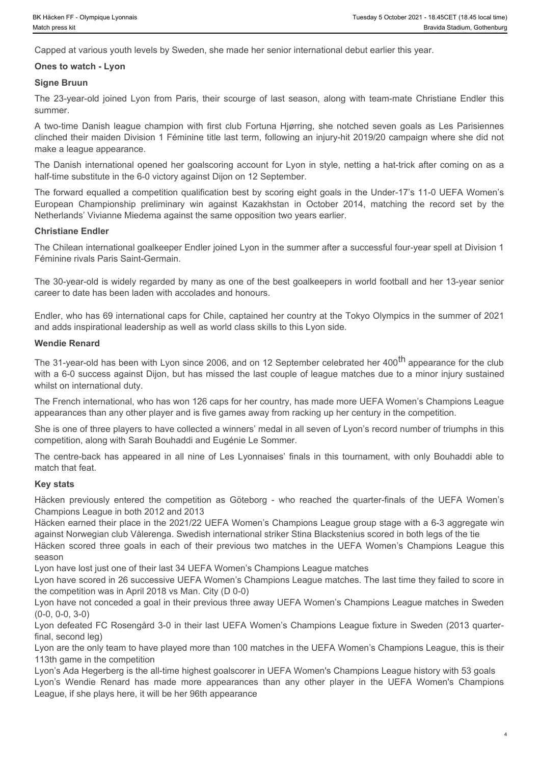Capped at various youth levels by Sweden, she made her senior international debut earlier this year.

### Ones to watch - Lyon

#### Signe Bruun

The 23-year-old joined Lyon from Paris, their scourge of last season, along with team-mate Christiane Endler this summer.

A two-time Danish league champion with first club Fortuna Hjørring, she notched seven goals as Les Parisiennes clinched their maiden Division 1 Féminine title last term, following an injury-hit 2019/20 campaign where she did not make a league appearance.

The Danish international opened her goalscoring account for Lyon in style, netting a hat-trick after coming on as a half-time substitute in the 6-0 victory against Dijon on 12 September.

The forward equalled a competition qualification best by scoring eight goals in the Under-17's 11-0 UEFA Women's European Championship preliminary win against Kazakhstan in October 2014, matching the record set by the Netherlands' Vivianne Miedema against the same opposition two years earlier.

#### Christiane Endler

The Chilean international goalkeeper Endler joined Lyon in the summer after a successful four-year spell at Division 1 Féminine rivals Paris Saint-Germain.

The 30-year-old is widely regarded by many as one of the best goalkeepers in world football and her 13-year senior career to date has been laden with accolades and honours.

Endler, who has 69 international caps for Chile, captained her country at the Tokyo Olympics in the summer of 2021 and adds inspirational leadership as well as world class skills to this Lyon side.

#### Wendie Renard

The 31-year-old has been with Lyon since 2006, and on 12 September celebrated her 400th appearance for the club with a 6-0 success against Dijon, but has missed the last couple of league matches due to a minor injury sustained whilst on international duty.

The French international, who has won 126 caps for her country, has made more UEFA Women's Champions League appearances than any other player and is five games away from racking up her century in the competition.

She is one of three players to have collected a winners' medal in all seven of Lyon's record number of triumphs in this competition, along with Sarah Bouhaddi and Eugénie Le Sommer.

The centre-back has appeared in all nine of Les Lyonnaises' finals in this tournament, with only Bouhaddi able to match that feat.

### Key stats

Häcken previously entered the competition as Göteborg - who reached the quarter-finals of the UEFA Women's Champions League in both 2012 and 2013

Häcken earned their place in the 2021/22 UEFA Women's Champions League group stage with a 6-3 aggregate win against Norwegian club Vålerenga. Swedish international striker Stina Blackstenius scored in both legs of the tie

Häcken scored three goals in each of their previous two matches in the UEFA Women's Champions League this season

Lyon have lost just one of their last 34 UEFA Women's Champions League matches

Lyon have scored in 26 successive UEFA Women's Champions League matches. The last time they failed to score in the competition was in April 2018 vs Man. City (D 0-0)

Lyon have not conceded a goal in their previous three away UEFA Women's Champions League matches in Sweden (0-0, 0-0, 3-0)

Lyon defeated FC Rosengård 3-0 in their last UEFA Women's Champions League fixture in Sweden (2013 quarter-final, second leg)

Lyon are the only team to have played more than 100 matches in the UEFA Women's Champions League, this is their 113th game in the competition

Lyon's Ada Hegerberg is the all-time highest goalscorer in UEFA Women's Champions League history with 53 goals

Lyon's Wendie Renard has made more appearances than any other player in the UEFA Women's Champions League, if she plays here, it will be her 96th appearance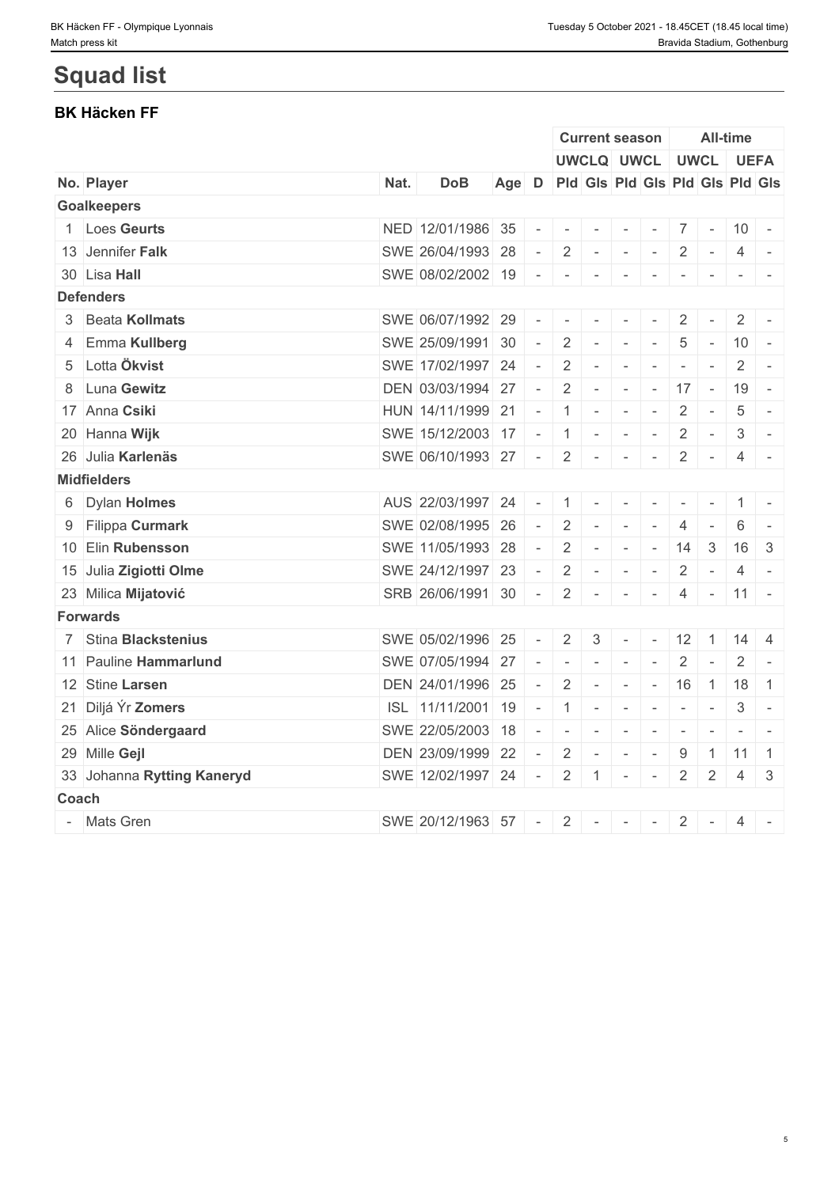# Squad list

## BK Häcken FF

| | | | | | | Current season | | | | All-time | | | |
|---|---|---|---|---|---|---|---|---|---|---|---|---|---|
| | | | | | | UWCLQ | | UWCL | | UWCL | | UEFA | |
| No. | Player | Nat. | DoB | Age | D | Pld | Gls | Pld | Gls | Pld | Gls | Pld | Gls |
| **Goalkeepers** | | | | | | | | | | | | | |
| 1 | Loes **Geurts** | NED | 12/01/1986 | 35 | - | - | - | - | - | 7 | - | 10 | - |
| 13 | Jennifer **Falk** | SWE | 26/04/1993 | 28 | - | 2 | - | - | - | 2 | - | 4 | - |
| 30 | Lisa **Hall** | SWE | 08/02/2002 | 19 | - | - | - | - | - | - | - | - | - |
| **Defenders** | | | | | | | | | | | | | |
| 3 | Beata **Kollmats** | SWE | 06/07/1992 | 29 | - | - | - | - | - | 2 | - | 2 | - |
| 4 | Emma **Kullberg** | SWE | 25/09/1991 | 30 | - | 2 | - | - | - | 5 | - | 10 | - |
| 5 | Lotta **Ökvist** | SWE | 17/02/1997 | 24 | - | 2 | - | - | - | - | - | 2 | - |
| 8 | Luna **Gewitz** | DEN | 03/03/1994 | 27 | - | 2 | - | - | - | 17 | - | 19 | - |
| 17 | Anna **Csiki** | HUN | 14/11/1999 | 21 | - | 1 | - | - | - | 2 | - | 5 | - |
| 20 | Hanna **Wijk** | SWE | 15/12/2003 | 17 | - | 1 | - | - | - | 2 | - | 3 | - |
| 26 | Julia **Karlenäs** | SWE | 06/10/1993 | 27 | - | 2 | - | - | - | 2 | - | 4 | - |
| **Midfielders** | | | | | | | | | | | | | |
| 6 | Dylan **Holmes** | AUS | 22/03/1997 | 24 | - | 1 | - | - | - | - | - | 1 | - |
| 9 | Filippa **Curmark** | SWE | 02/08/1995 | 26 | - | 2 | - | - | - | 4 | - | 6 | - |
| 10 | Elin **Rubensson** | SWE | 11/05/1993 | 28 | - | 2 | - | - | - | 14 | 3 | 16 | 3 |
| 15 | Julia **Zigiotti Olme** | SWE | 24/12/1997 | 23 | - | 2 | - | - | - | 2 | - | 4 | - |
| 23 | Milica **Mijatović** | SRB | 26/06/1991 | 30 | - | 2 | - | - | - | 4 | - | 11 | - |
| **Forwards** | | | | | | | | | | | | | |
| 7 | Stina **Blackstenius** | SWE | 05/02/1996 | 25 | - | 2 | 3 | - | - | 12 | 1 | 14 | 4 |
| 11 | Pauline **Hammarlund** | SWE | 07/05/1994 | 27 | - | - | - | - | - | 2 | - | 2 | - |
| 12 | Stine **Larsen** | DEN | 24/01/1996 | 25 | - | 2 | - | - | - | 16 | 1 | 18 | 1 |
| 21 | Diljá Ýr **Zomers** | ISL | 11/11/2001 | 19 | - | 1 | - | - | - | - | - | 3 | - |
| 25 | Alice **Söndergaard** | SWE | 22/05/2003 | 18 | - | - | - | - | - | - | - | - | - |
| 29 | Mille **Gejl** | DEN | 23/09/1999 | 22 | - | 2 | - | - | - | 9 | 1 | 11 | 1 |
| 33 | Johanna **Rytting Kaneryd** | SWE | 12/02/1997 | 24 | - | 2 | 1 | - | - | 2 | 2 | 4 | 3 |
| **Coach** | | | | | | | | | | | | | |
| - | Mats Gren | SWE | 20/12/1963 | 57 | - | 2 | - | - | - | 2 | - | 4 | - |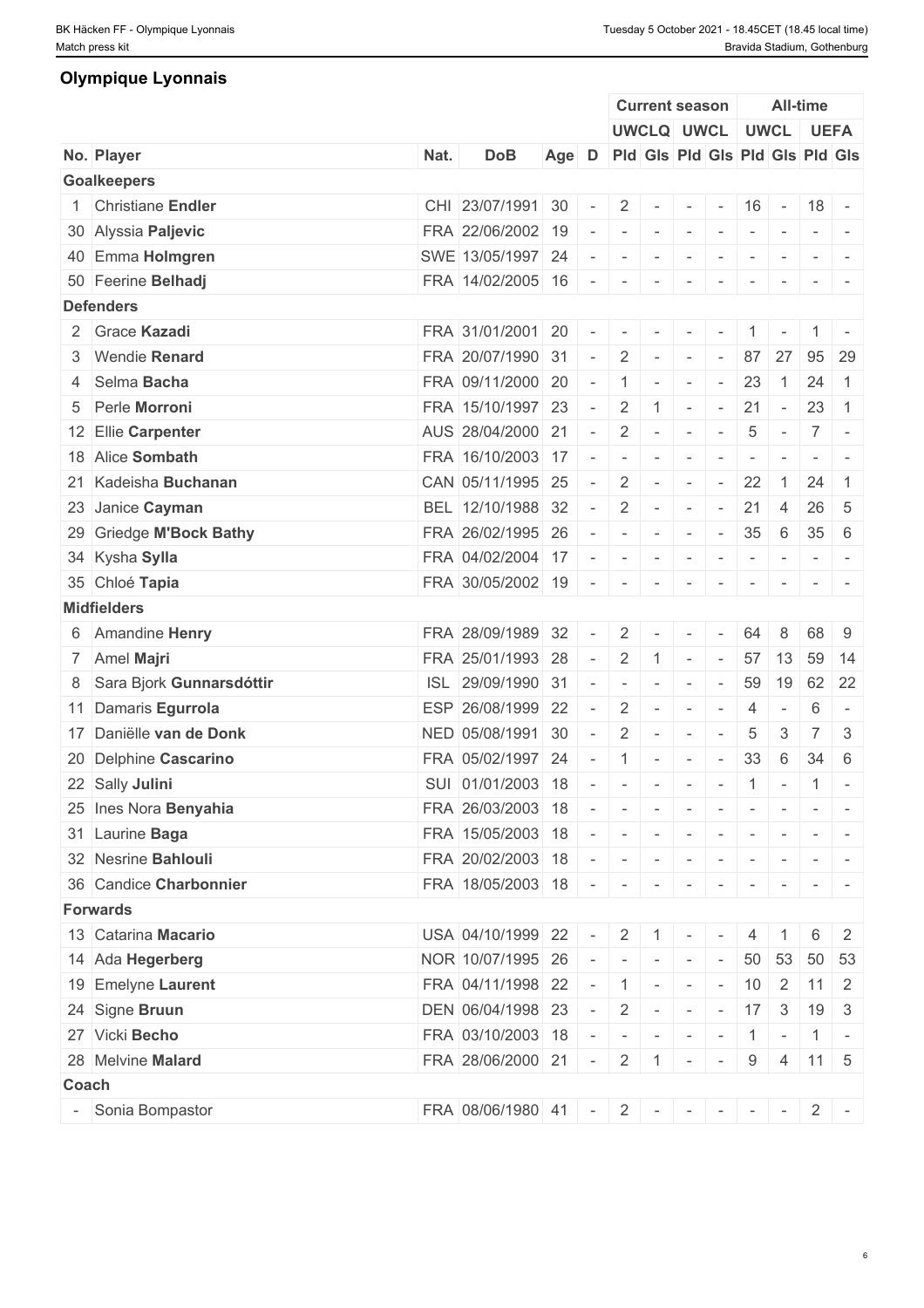## Olympique Lyonnais

| No. | Player | Nat. | DoB | Age | D | Current season | | | | All-time | | | |
|---|---|---|---|---|---|---|---|---|---|---|---|---|---|
| | | | | | | UWCLQ | | UWCL | | UWCL | | UEFA | |
| | | | | | | Pld | Gls | Pld | Gls | Pld | Gls | Pld | Gls |
| **Goalkeepers** | | | | | | | | | | | | | |
| 1 | Christiane **Endler** | CHI | 23/07/1991 | 30 | - | 2 | - | - | - | 16 | - | 18 | - |
| 30 | Alyssia **Paljevic** | FRA | 22/06/2002 | 19 | - | - | - | - | - | - | - | - | - |
| 40 | Emma **Holmgren** | SWE | 13/05/1997 | 24 | - | - | - | - | - | - | - | - | - |
| 50 | Feerine **Belhadj** | FRA | 14/02/2005 | 16 | - | - | - | - | - | - | - | - | - |
| **Defenders** | | | | | | | | | | | | | |
| 2 | Grace **Kazadi** | FRA | 31/01/2001 | 20 | - | - | - | - | - | 1 | - | 1 | - |
| 3 | Wendie **Renard** | FRA | 20/07/1990 | 31 | - | 2 | - | - | - | 87 | 27 | 95 | 29 |
| 4 | Selma **Bacha** | FRA | 09/11/2000 | 20 | - | 1 | - | - | - | 23 | 1 | 24 | 1 |
| 5 | Perle **Morroni** | FRA | 15/10/1997 | 23 | - | 2 | 1 | - | - | 21 | - | 23 | 1 |
| 12 | Ellie **Carpenter** | AUS | 28/04/2000 | 21 | - | 2 | - | - | - | 5 | - | 7 | - |
| 18 | Alice **Sombath** | FRA | 16/10/2003 | 17 | - | - | - | - | - | - | - | - | - |
| 21 | Kadeisha **Buchanan** | CAN | 05/11/1995 | 25 | - | 2 | - | - | - | 22 | 1 | 24 | 1 |
| 23 | Janice **Cayman** | BEL | 12/10/1988 | 32 | - | 2 | - | - | - | 21 | 4 | 26 | 5 |
| 29 | Griedge **M'Bock Bathy** | FRA | 26/02/1995 | 26 | - | - | - | - | - | 35 | 6 | 35 | 6 |
| 34 | Kysha **Sylla** | FRA | 04/02/2004 | 17 | - | - | - | - | - | - | - | - | - |
| 35 | Chloé **Tapia** | FRA | 30/05/2002 | 19 | - | - | - | - | - | - | - | - | - |
| **Midfielders** | | | | | | | | | | | | | |
| 6 | Amandine **Henry** | FRA | 28/09/1989 | 32 | - | 2 | - | - | - | 64 | 8 | 68 | 9 |
| 7 | Amel **Majri** | FRA | 25/01/1993 | 28 | - | 2 | 1 | - | - | 57 | 13 | 59 | 14 |
| 8 | Sara Bjork **Gunnarsdóttir** | ISL | 29/09/1990 | 31 | - | - | - | - | - | 59 | 19 | 62 | 22 |
| 11 | Damaris **Egurrola** | ESP | 26/08/1999 | 22 | - | 2 | - | - | - | 4 | - | 6 | - |
| 17 | Daniëlle **van de Donk** | NED | 05/08/1991 | 30 | - | 2 | - | - | - | 5 | 3 | 7 | 3 |
| 20 | Delphine **Cascarino** | FRA | 05/02/1997 | 24 | - | 1 | - | - | - | 33 | 6 | 34 | 6 |
| 22 | Sally **Julini** | SUI | 01/01/2003 | 18 | - | - | - | - | - | 1 | - | 1 | - |
| 25 | Ines Nora **Benyahia** | FRA | 26/03/2003 | 18 | - | - | - | - | - | - | - | - | - |
| 31 | Laurine **Baga** | FRA | 15/05/2003 | 18 | - | - | - | - | - | - | - | - | - |
| 32 | Nesrine **Bahlouli** | FRA | 20/02/2003 | 18 | - | - | - | - | - | - | - | - | - |
| 36 | Candice **Charbonnier** | FRA | 18/05/2003 | 18 | - | - | - | - | - | - | - | - | - |
| **Forwards** | | | | | | | | | | | | | |
| 13 | Catarina **Macario** | USA | 04/10/1999 | 22 | - | 2 | 1 | - | - | 4 | 1 | 6 | 2 |
| 14 | Ada **Hegerberg** | NOR | 10/07/1995 | 26 | - | - | - | - | - | 50 | 53 | 50 | 53 |
| 19 | Emelyne **Laurent** | FRA | 04/11/1998 | 22 | - | 1 | - | - | - | 10 | 2 | 11 | 2 |
| 24 | Signe **Bruun** | DEN | 06/04/1998 | 23 | - | 2 | - | - | - | 17 | 3 | 19 | 3 |
| 27 | Vicki **Becho** | FRA | 03/10/2003 | 18 | - | - | - | - | - | 1 | - | 1 | - |
| 28 | Melvine **Malard** | FRA | 28/06/2000 | 21 | - | 2 | 1 | - | - | 9 | 4 | 11 | 5 |
| **Coach** | | | | | | | | | | | | | |
| - | Sonia Bompastor | FRA | 08/06/1980 | 41 | - | 2 | - | - | - | - | - | 2 | - |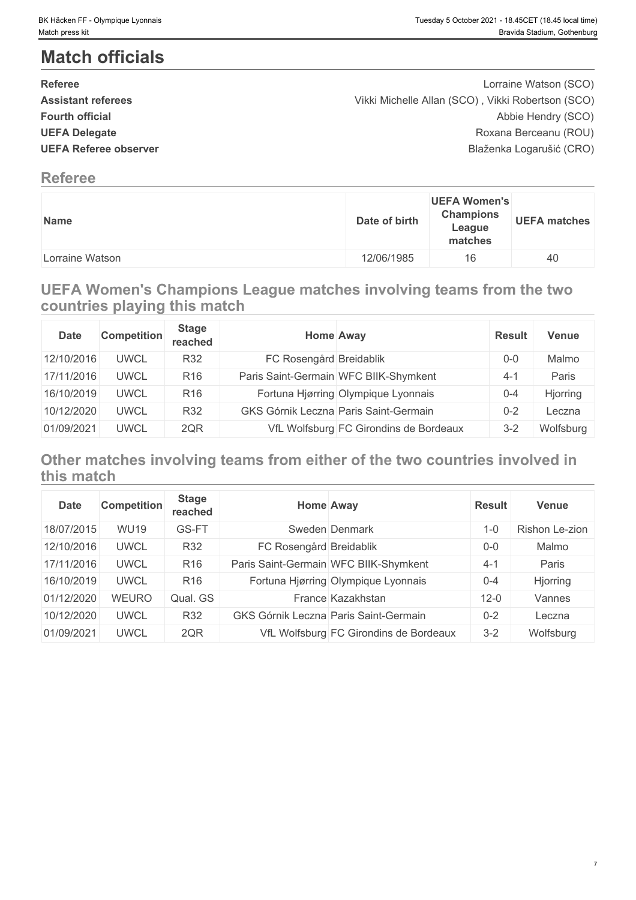# Match officials

| | |
|---|---|
| **Referee** | Lorraine Watson (SCO) |
| **Assistant referees** | Vikki Michelle Allan (SCO) , Vikki Robertson (SCO) |
| **Fourth official** | Abbie Hendry (SCO) |
| **UEFA Delegate** | Roxana Berceanu (ROU) |
| **UEFA Referee observer** | Blaženka Logarušić (CRO) |

## Referee

| Name | Date of birth | UEFA Women's Champions League matches | UEFA matches |
|---|---|---|---|
| Lorraine Watson | 12/06/1985 | 16 | 40 |

## UEFA Women's Champions League matches involving teams from the two countries playing this match

| Date | Competition | Stage reached | Home | Away | Result | Venue |
|---|---|---|---|---|---|---|
| 12/10/2016 | UWCL | R32 | FC Rosengård | Breidablik | 0-0 | Malmo |
| 17/11/2016 | UWCL | R16 | Paris Saint-Germain | WFC BIIK-Shymkent | 4-1 | Paris |
| 16/10/2019 | UWCL | R16 | Fortuna Hjørring | Olympique Lyonnais | 0-4 | Hjorring |
| 10/12/2020 | UWCL | R32 | GKS Górnik Leczna | Paris Saint-Germain | 0-2 | Leczna |
| 01/09/2021 | UWCL | 2QR | VfL Wolfsburg | FC Girondins de Bordeaux | 3-2 | Wolfsburg |

## Other matches involving teams from either of the two countries involved in this match

| Date | Competition | Stage reached | Home | Away | Result | Venue |
|---|---|---|---|---|---|---|
| 18/07/2015 | WU19 | GS-FT | Sweden | Denmark | 1-0 | Rishon Le-zion |
| 12/10/2016 | UWCL | R32 | FC Rosengård | Breidablik | 0-0 | Malmo |
| 17/11/2016 | UWCL | R16 | Paris Saint-Germain | WFC BIIK-Shymkent | 4-1 | Paris |
| 16/10/2019 | UWCL | R16 | Fortuna Hjørring | Olympique Lyonnais | 0-4 | Hjorring |
| 01/12/2020 | WEURO | Qual. GS | France | Kazakhstan | 12-0 | Vannes |
| 10/12/2020 | UWCL | R32 | GKS Górnik Leczna | Paris Saint-Germain | 0-2 | Leczna |
| 01/09/2021 | UWCL | 2QR | VfL Wolfsburg | FC Girondins de Bordeaux | 3-2 | Wolfsburg |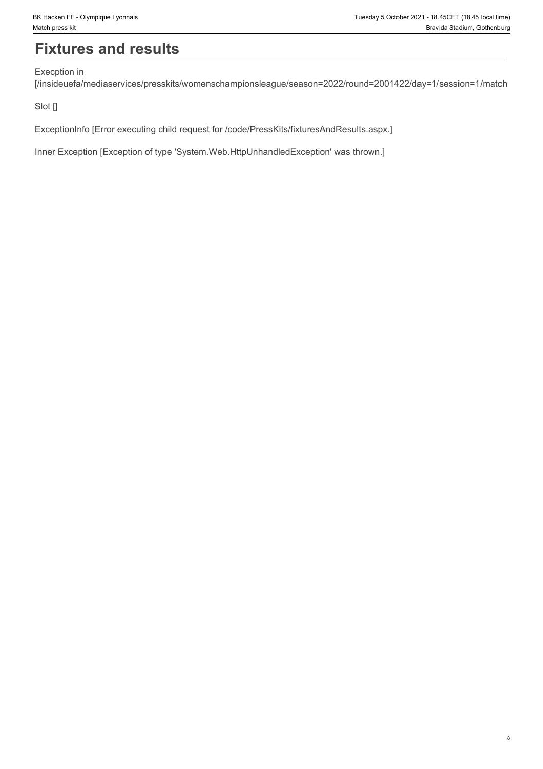# Fixtures and results

Execption in
[/insideuefa/mediaservices/presskits/womenschampionsleague/season=2022/round=2001422/day=1/session=1/match

Slot []

ExceptionInfo [Error executing child request for /code/PressKits/fixturesAndResults.aspx.]

Inner Exception [Exception of type 'System.Web.HttpUnhandledException' was thrown.]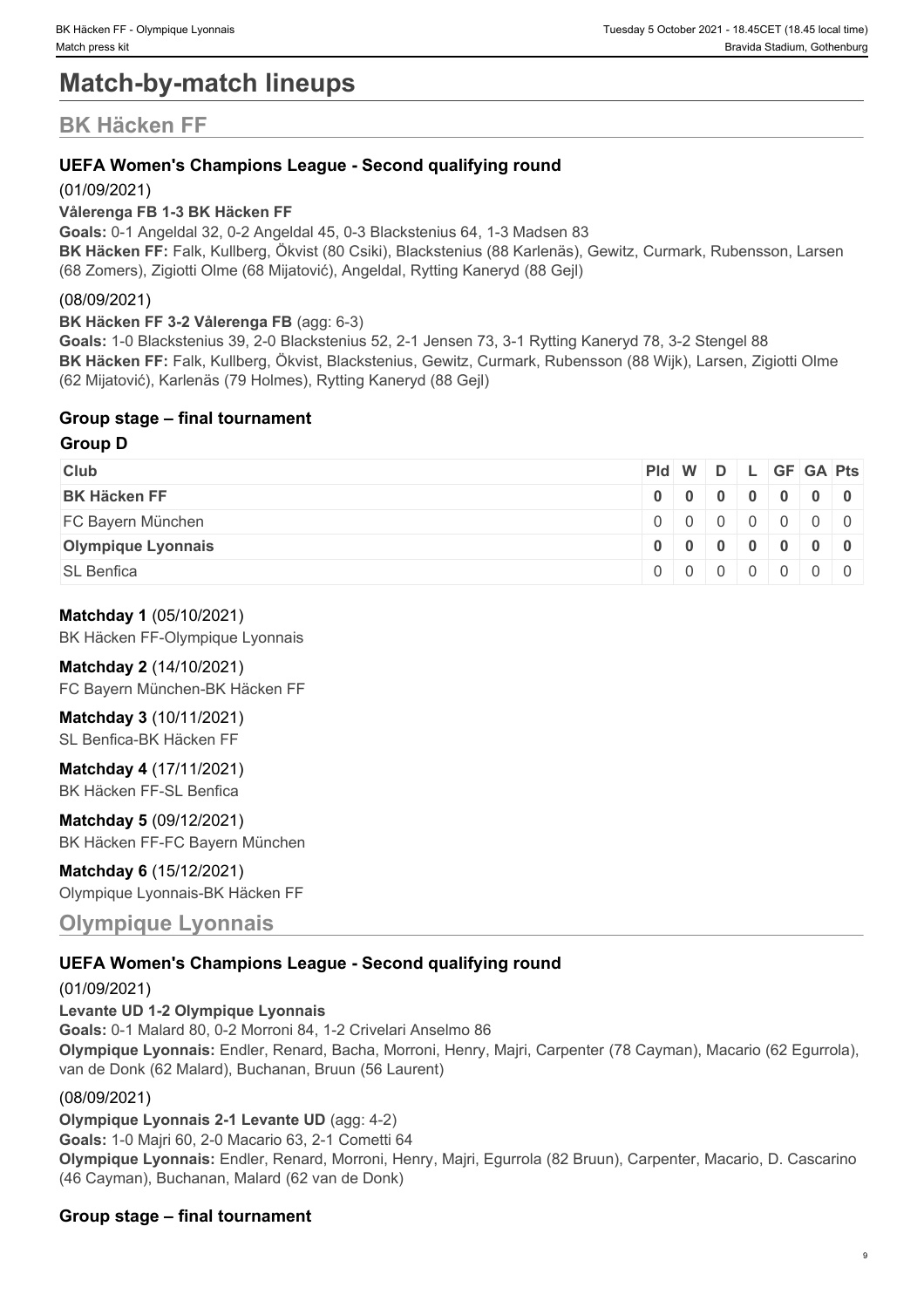# Match-by-match lineups

## BK Häcken FF

### UEFA Women's Champions League - Second qualifying round

(01/09/2021)

**Vålerenga FB 1-3 BK Häcken FF**

**Goals:** 0-1 Angeldal 32, 0-2 Angeldal 45, 0-3 Blackstenius 64, 1-3 Madsen 83

**BK Häcken FF:** Falk, Kullberg, Ökvist (80 Csiki), Blackstenius (88 Karlenäs), Gewitz, Curmark, Rubensson, Larsen (68 Zomers), Zigiotti Olme (68 Mijatović), Angeldal, Rytting Kaneryd (88 Gejl)

(08/09/2021)

**BK Häcken FF 3-2 Vålerenga FB** (agg: 6-3)

**Goals:** 1-0 Blackstenius 39, 2-0 Blackstenius 52, 2-1 Jensen 73, 3-1 Rytting Kaneryd 78, 3-2 Stengel 88

**BK Häcken FF:** Falk, Kullberg, Ökvist, Blackstenius, Gewitz, Curmark, Rubensson (88 Wijk), Larsen, Zigiotti Olme (62 Mijatović), Karlenäs (79 Holmes), Rytting Kaneryd (88 Gejl)

### Group stage – final tournament

#### Group D

| Club | Pld | W | D | L | GF | GA | Pts |
|---|---|---|---|---|---|---|---|
| **BK Häcken FF** | **0** | **0** | **0** | **0** | **0** | **0** | **0** |
| FC Bayern München | 0 | 0 | 0 | 0 | 0 | 0 | 0 |
| **Olympique Lyonnais** | **0** | **0** | **0** | **0** | **0** | **0** | **0** |
| SL Benfica | 0 | 0 | 0 | 0 | 0 | 0 | 0 |

**Matchday 1** (05/10/2021)
BK Häcken FF-Olympique Lyonnais

**Matchday 2** (14/10/2021)
FC Bayern München-BK Häcken FF

**Matchday 3** (10/11/2021)
SL Benfica-BK Häcken FF

**Matchday 4** (17/11/2021)
BK Häcken FF-SL Benfica

**Matchday 5** (09/12/2021)
BK Häcken FF-FC Bayern München

**Matchday 6** (15/12/2021)
Olympique Lyonnais-BK Häcken FF

## Olympique Lyonnais

### UEFA Women's Champions League - Second qualifying round

(01/09/2021)

**Levante UD 1-2 Olympique Lyonnais**

**Goals:** 0-1 Malard 80, 0-2 Morroni 84, 1-2 Crivelari Anselmo 86

**Olympique Lyonnais:** Endler, Renard, Bacha, Morroni, Henry, Majri, Carpenter (78 Cayman), Macario (62 Egurrola), van de Donk (62 Malard), Buchanan, Bruun (56 Laurent)

(08/09/2021)

**Olympique Lyonnais 2-1 Levante UD** (agg: 4-2)

**Goals:** 1-0 Majri 60, 2-0 Macario 63, 2-1 Cometti 64

**Olympique Lyonnais:** Endler, Renard, Morroni, Henry, Majri, Egurrola (82 Bruun), Carpenter, Macario, D. Cascarino (46 Cayman), Buchanan, Malard (62 van de Donk)

### Group stage – final tournament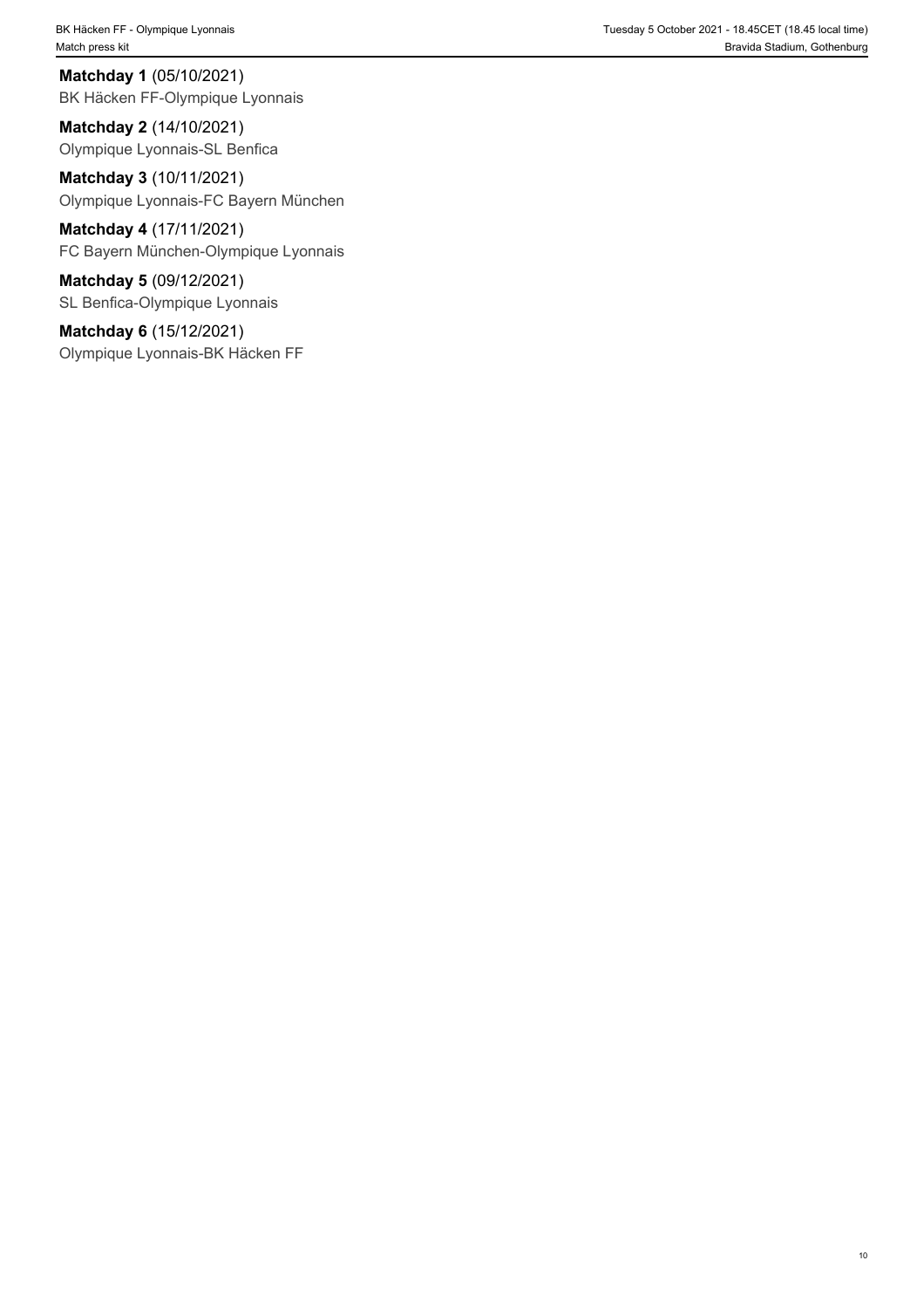**Matchday 1** (05/10/2021)
BK Häcken FF-Olympique Lyonnais

**Matchday 2** (14/10/2021)
Olympique Lyonnais-SL Benfica

**Matchday 3** (10/11/2021)
Olympique Lyonnais-FC Bayern München

**Matchday 4** (17/11/2021)
FC Bayern München-Olympique Lyonnais

**Matchday 5** (09/12/2021)
SL Benfica-Olympique Lyonnais

**Matchday 6** (15/12/2021)
Olympique Lyonnais-BK Häcken FF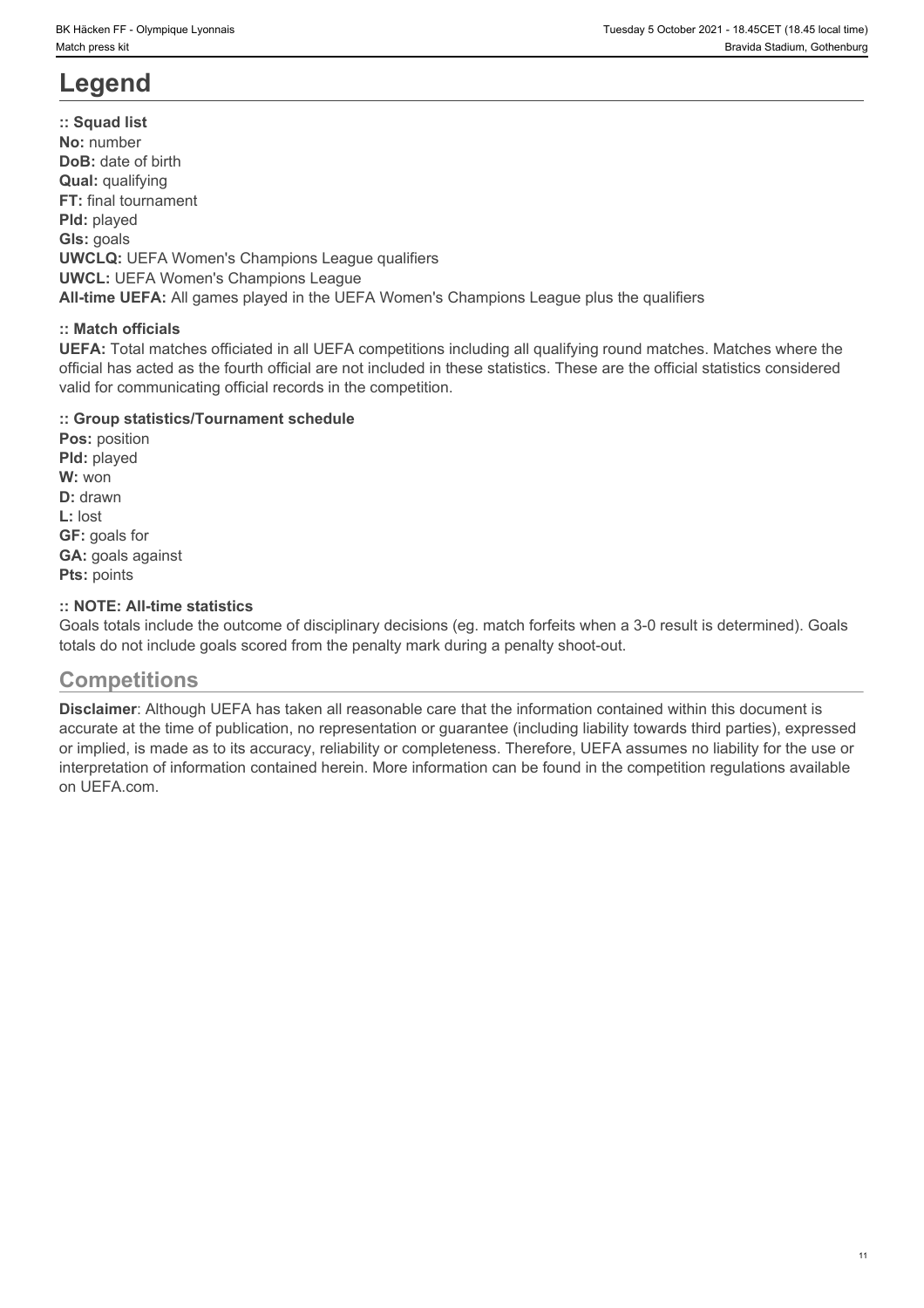# Legend

**:: Squad list**

**No:** number
**DoB:** date of birth
**Qual:** qualifying
**FT:** final tournament
**Pld:** played
**Gls:** goals
**UWCLQ:** UEFA Women's Champions League qualifiers
**UWCL:** UEFA Women's Champions League
**All-time UEFA:** All games played in the UEFA Women's Champions League plus the qualifiers

**:: Match officials**

**UEFA:** Total matches officiated in all UEFA competitions including all qualifying round matches. Matches where the official has acted as the fourth official are not included in these statistics. These are the official statistics considered valid for communicating official records in the competition.

**:: Group statistics/Tournament schedule**

**Pos:** position
**Pld:** played
**W:** won
**D:** drawn
**L:** lost
**GF:** goals for
**GA:** goals against
**Pts:** points

**:: NOTE: All-time statistics**

Goals totals include the outcome of disciplinary decisions (eg. match forfeits when a 3-0 result is determined). Goals totals do not include goals scored from the penalty mark during a penalty shoot-out.

## Competitions

**Disclaimer**: Although UEFA has taken all reasonable care that the information contained within this document is accurate at the time of publication, no representation or guarantee (including liability towards third parties), expressed or implied, is made as to its accuracy, reliability or completeness. Therefore, UEFA assumes no liability for the use or interpretation of information contained herein. More information can be found in the competition regulations available on UEFA.com.